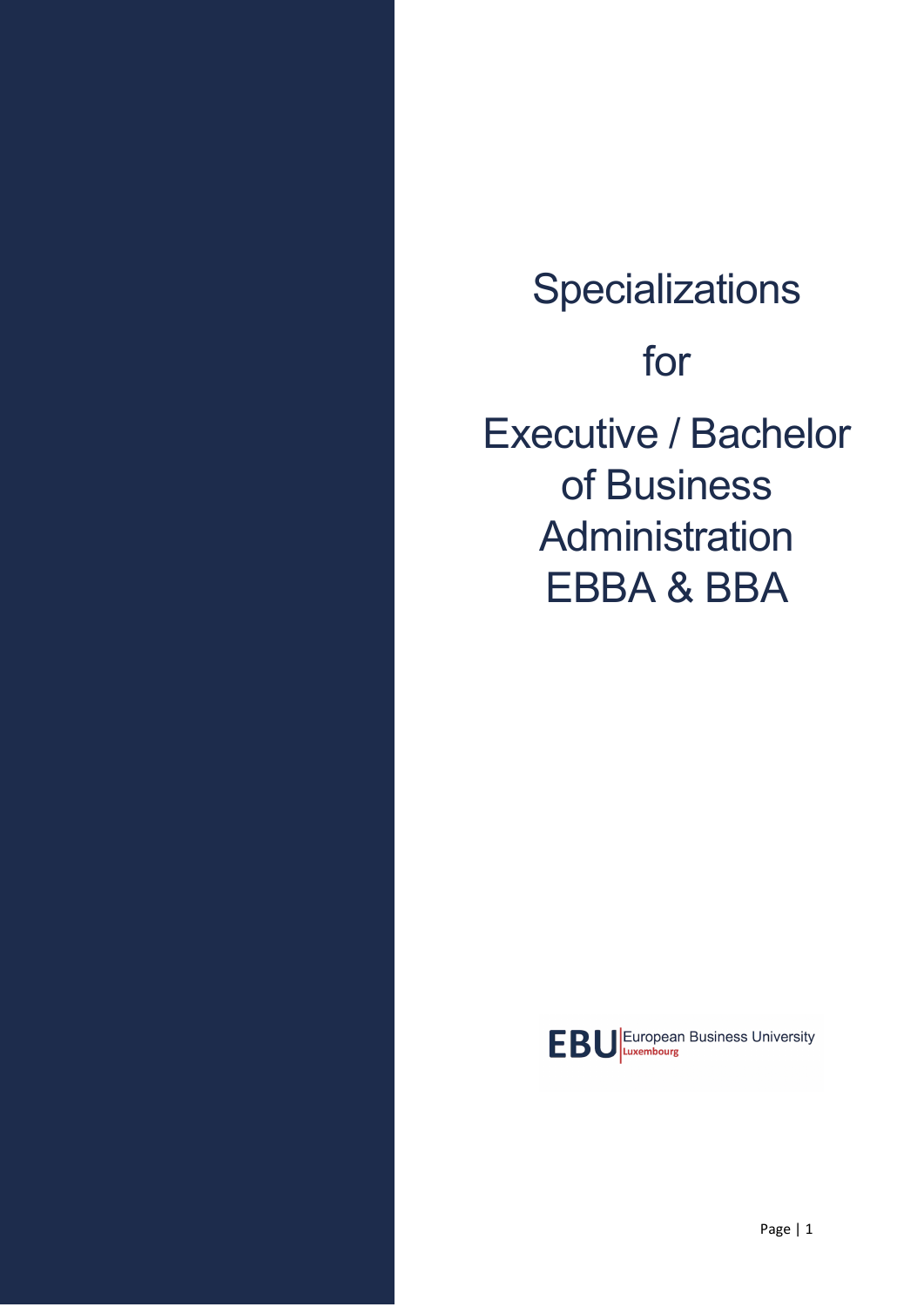# Specializations

# for

# Executive / Bachelor of Business Administration EBBA & BBA

EBU European Business University Luxembourg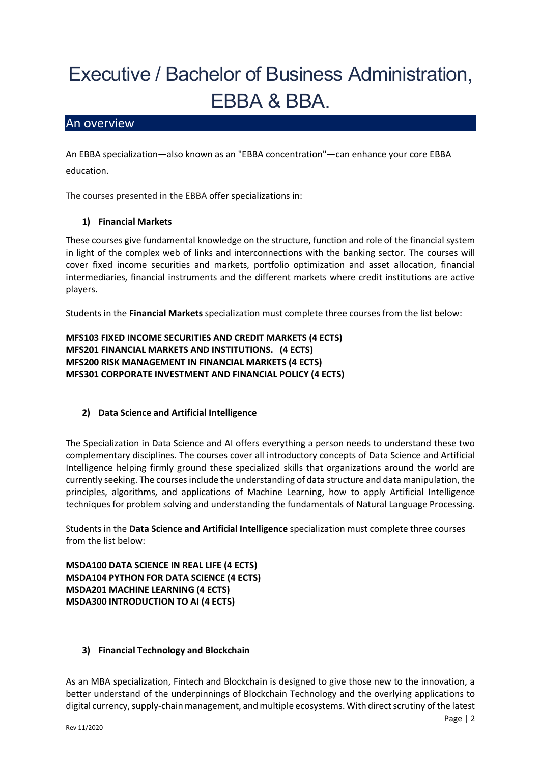# Executive / Bachelor of Business Administration, EBBA & BBA.

## An overview

An EBBA specialization—also known as an "EBBA concentration"—can enhance your core EBBA education.

The courses presented in the EBBA offer specializations in:

### 1) Financial Markets

These courses give fundamental knowledge on the structure, function and role of the financial system in light of the complex web of links and interconnections with the banking sector. The courses will cover fixed income securities and markets, portfolio optimization and asset allocation, financial intermediaries, financial instruments and the different markets where credit institutions are active players.

Students in the **Financial Markets** specialization must complete three courses from the list below:

**MFS103 FIXED INCOME SECURITIES AND CREDIT MARKETS (4 ECTS)**
**MFS201 FINANCIAL MARKETS AND INSTITUTIONS. (4 ECTS)**
**MFS200 RISK MANAGEMENT IN FINANCIAL MARKETS (4 ECTS)**
**MFS301 CORPORATE INVESTMENT AND FINANCIAL POLICY (4 ECTS)**

### 2) Data Science and Artificial Intelligence

The Specialization in Data Science and AI offers everything a person needs to understand these two complementary disciplines. The courses cover all introductory concepts of Data Science and Artificial Intelligence helping firmly ground these specialized skills that organizations around the world are currently seeking. The courses include the understanding of data structure and data manipulation, the principles, algorithms, and applications of Machine Learning, how to apply Artificial Intelligence techniques for problem solving and understanding the fundamentals of Natural Language Processing.

Students in the **Data Science and Artificial Intelligence** specialization must complete three courses from the list below:

**MSDA100 DATA SCIENCE IN REAL LIFE (4 ECTS)**
**MSDA104 PYTHON FOR DATA SCIENCE (4 ECTS)**
**MSDA201 MACHINE LEARNING (4 ECTS)**
**MSDA300 INTRODUCTION TO AI (4 ECTS)**

### 3) Financial Technology and Blockchain

As an MBA specialization, Fintech and Blockchain is designed to give those new to the innovation, a better understand of the underpinnings of Blockchain Technology and the overlying applications to digital currency, supply-chain management, and multiple ecosystems. With direct scrutiny of the latest

Rev 11/2020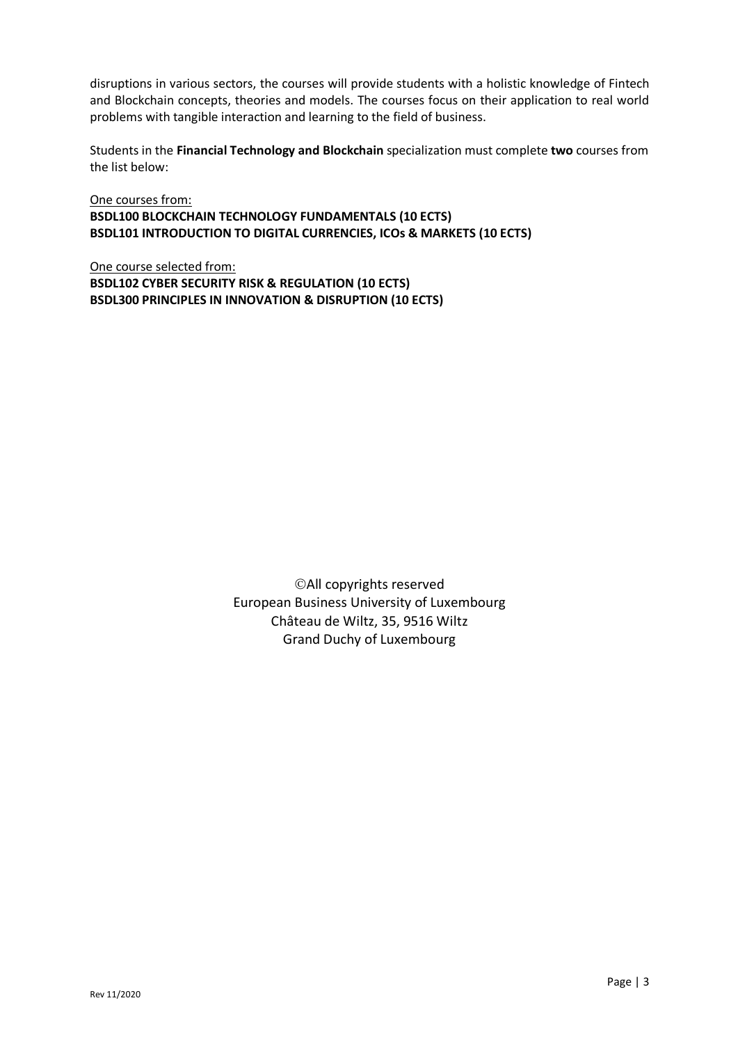disruptions in various sectors, the courses will provide students with a holistic knowledge of Fintech and Blockchain concepts, theories and models. The courses focus on their application to real world problems with tangible interaction and learning to the field of business.

Students in the **Financial Technology and Blockchain** specialization must complete **two** courses from the list below:

<u>One courses from:</u>
**BSDL100 BLOCKCHAIN TECHNOLOGY FUNDAMENTALS (10 ECTS)**
**BSDL101 INTRODUCTION TO DIGITAL CURRENCIES, ICOs & MARKETS (10 ECTS)**

<u>One course selected from:</u>
**BSDL102 CYBER SECURITY RISK & REGULATION (10 ECTS)**
**BSDL300 PRINCIPLES IN INNOVATION & DISRUPTION (10 ECTS)**

©All copyrights reserved
European Business University of Luxembourg
Château de Wiltz, 35, 9516 Wiltz
Grand Duchy of Luxembourg

Rev 11/2020